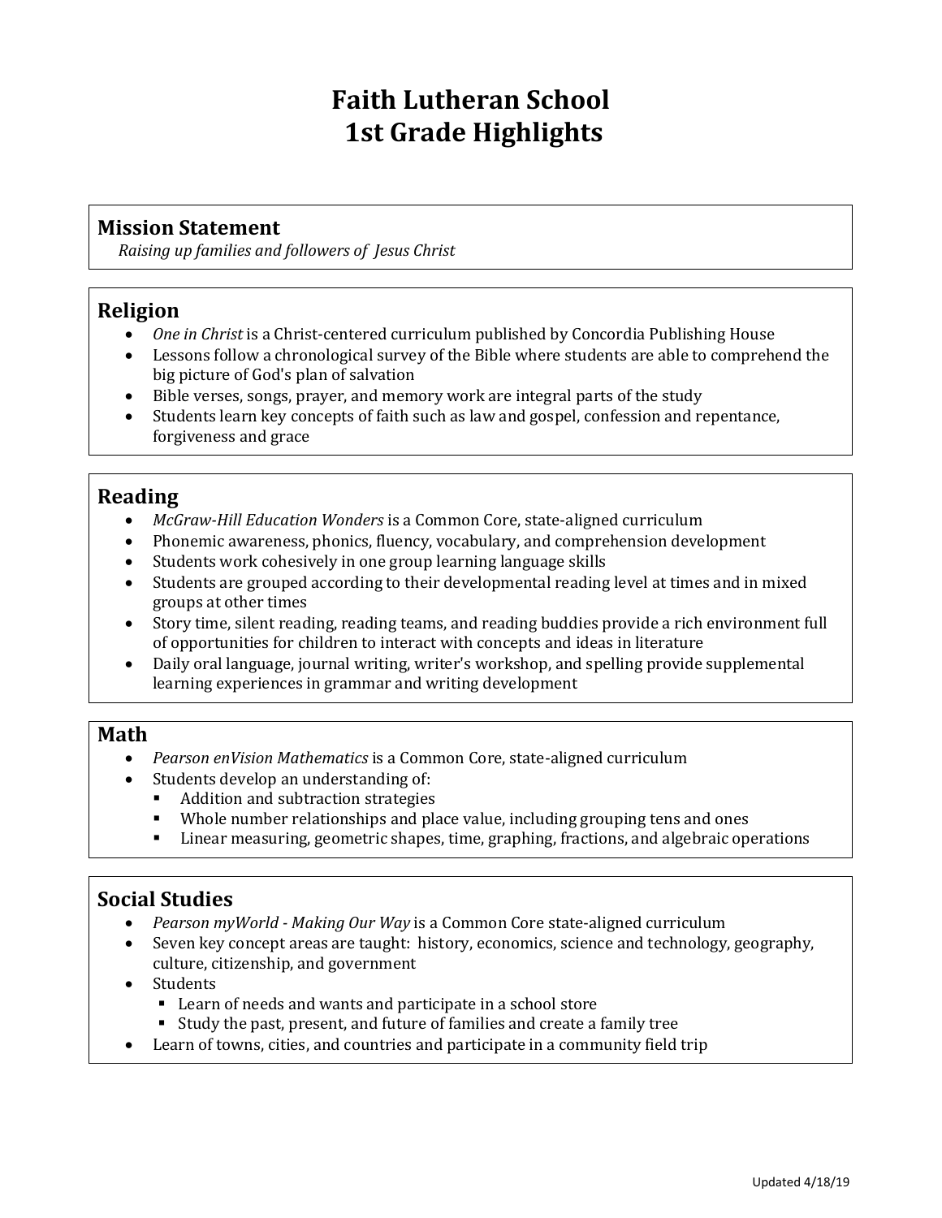# Faith Lutheran School
# 1st Grade Highlights

## Mission Statement

*Raising up families and followers of Jesus Christ*

## Religion

- *One in Christ* is a Christ-centered curriculum published by Concordia Publishing House
- Lessons follow a chronological survey of the Bible where students are able to comprehend the big picture of God's plan of salvation
- Bible verses, songs, prayer, and memory work are integral parts of the study
- Students learn key concepts of faith such as law and gospel, confession and repentance, forgiveness and grace

## Reading

- *McGraw-Hill Education Wonders* is a Common Core, state-aligned curriculum
- Phonemic awareness, phonics, fluency, vocabulary, and comprehension development
- Students work cohesively in one group learning language skills
- Students are grouped according to their developmental reading level at times and in mixed groups at other times
- Story time, silent reading, reading teams, and reading buddies provide a rich environment full of opportunities for children to interact with concepts and ideas in literature
- Daily oral language, journal writing, writer's workshop, and spelling provide supplemental learning experiences in grammar and writing development

## Math

- *Pearson enVision Mathematics* is a Common Core, state-aligned curriculum
- Students develop an understanding of:
  - Addition and subtraction strategies
  - Whole number relationships and place value, including grouping tens and ones
  - Linear measuring, geometric shapes, time, graphing, fractions, and algebraic operations

## Social Studies

- *Pearson myWorld - Making Our Way* is a Common Core state-aligned curriculum
- Seven key concept areas are taught: history, economics, science and technology, geography, culture, citizenship, and government
- Students
  - Learn of needs and wants and participate in a school store
  - Study the past, present, and future of families and create a family tree
- Learn of towns, cities, and countries and participate in a community field trip

Updated 4/18/19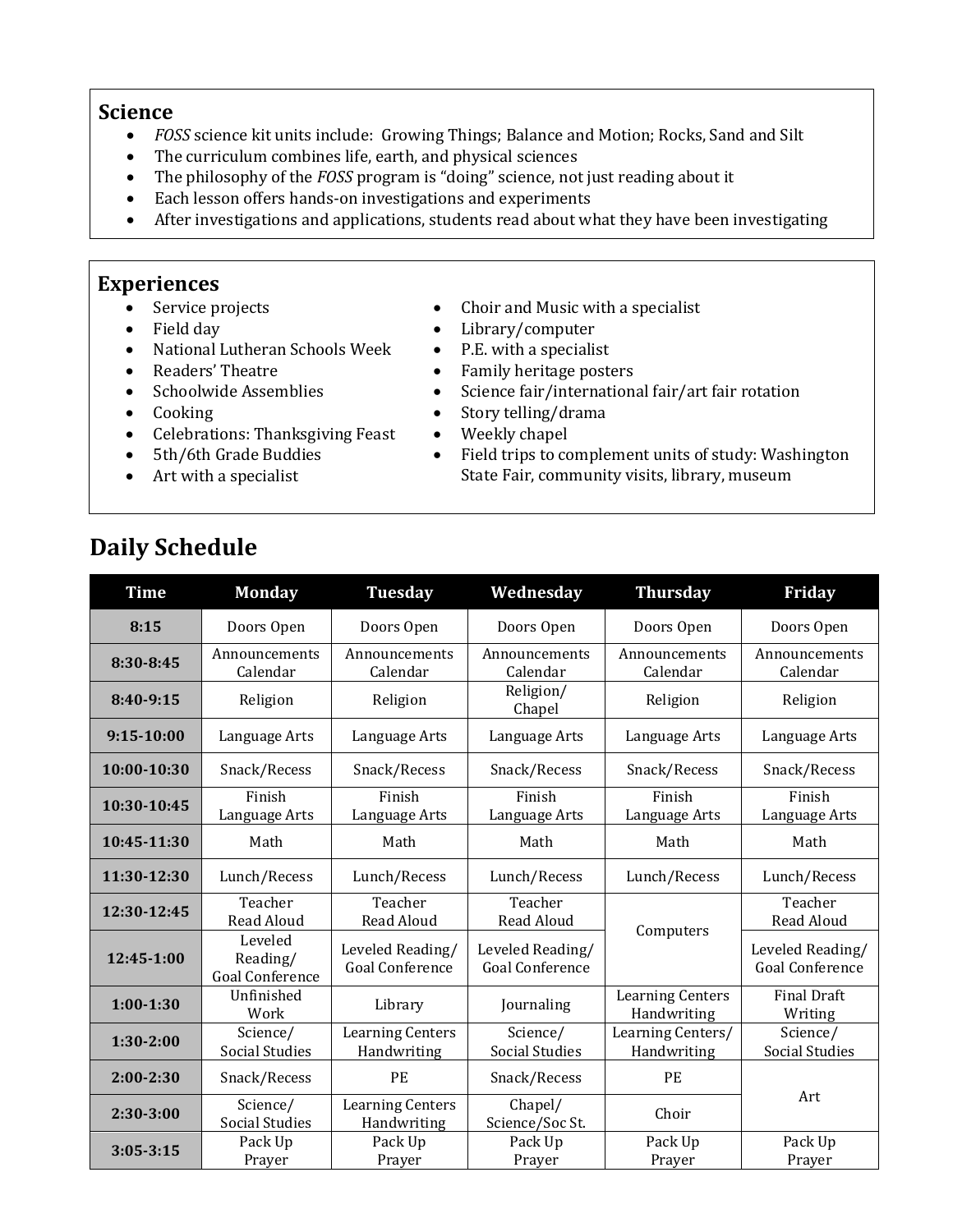## Science

- *FOSS* science kit units include: Growing Things; Balance and Motion; Rocks, Sand and Silt
- The curriculum combines life, earth, and physical sciences
- The philosophy of the *FOSS* program is "doing" science, not just reading about it
- Each lesson offers hands-on investigations and experiments
- After investigations and applications, students read about what they have been investigating

## Experiences

- Service projects
- Field day
- National Lutheran Schools Week
- Readers' Theatre
- Schoolwide Assemblies
- Cooking
- Celebrations: Thanksgiving Feast
- 5th/6th Grade Buddies
- Art with a specialist
- Choir and Music with a specialist
- Library/computer
- P.E. with a specialist
- Family heritage posters
- Science fair/international fair/art fair rotation
- Story telling/drama
- Weekly chapel
- Field trips to complement units of study: Washington State Fair, community visits, library, museum

## Daily Schedule

| Time | Monday | Tuesday | Wednesday | Thursday | Friday |
|---|---|---|---|---|---|
| 8:15 | Doors Open | Doors Open | Doors Open | Doors Open | Doors Open |
| 8:30-8:45 | Announcements Calendar | Announcements Calendar | Announcements Calendar | Announcements Calendar | Announcements Calendar |
| 8:40-9:15 | Religion | Religion | Religion/ Chapel | Religion | Religion |
| 9:15-10:00 | Language Arts | Language Arts | Language Arts | Language Arts | Language Arts |
| 10:00-10:30 | Snack/Recess | Snack/Recess | Snack/Recess | Snack/Recess | Snack/Recess |
| 10:30-10:45 | Finish Language Arts | Finish Language Arts | Finish Language Arts | Finish Language Arts | Finish Language Arts |
| 10:45-11:30 | Math | Math | Math | Math | Math |
| 11:30-12:30 | Lunch/Recess | Lunch/Recess | Lunch/Recess | Lunch/Recess | Lunch/Recess |
| 12:30-12:45 | Teacher Read Aloud | Teacher Read Aloud | Teacher Read Aloud | Computers | Teacher Read Aloud |
| 12:45-1:00 | Leveled Reading/ Goal Conference | Leveled Reading/ Goal Conference | Leveled Reading/ Goal Conference | | Leveled Reading/ Goal Conference |
| 1:00-1:30 | Unfinished Work | Library | Journaling | Learning Centers Handwriting | Final Draft Writing |
| 1:30-2:00 | Science/ Social Studies | Learning Centers Handwriting | Science/ Social Studies | Learning Centers/ Handwriting | Science/ Social Studies |
| 2:00-2:30 | Snack/Recess | PE | Snack/Recess | PE | Art |
| 2:30-3:00 | Science/ Social Studies | Learning Centers Handwriting | Chapel/ Science/Soc St. | Choir | |
| 3:05-3:15 | Pack Up Prayer | Pack Up Prayer | Pack Up Prayer | Pack Up Prayer | Pack Up Prayer |